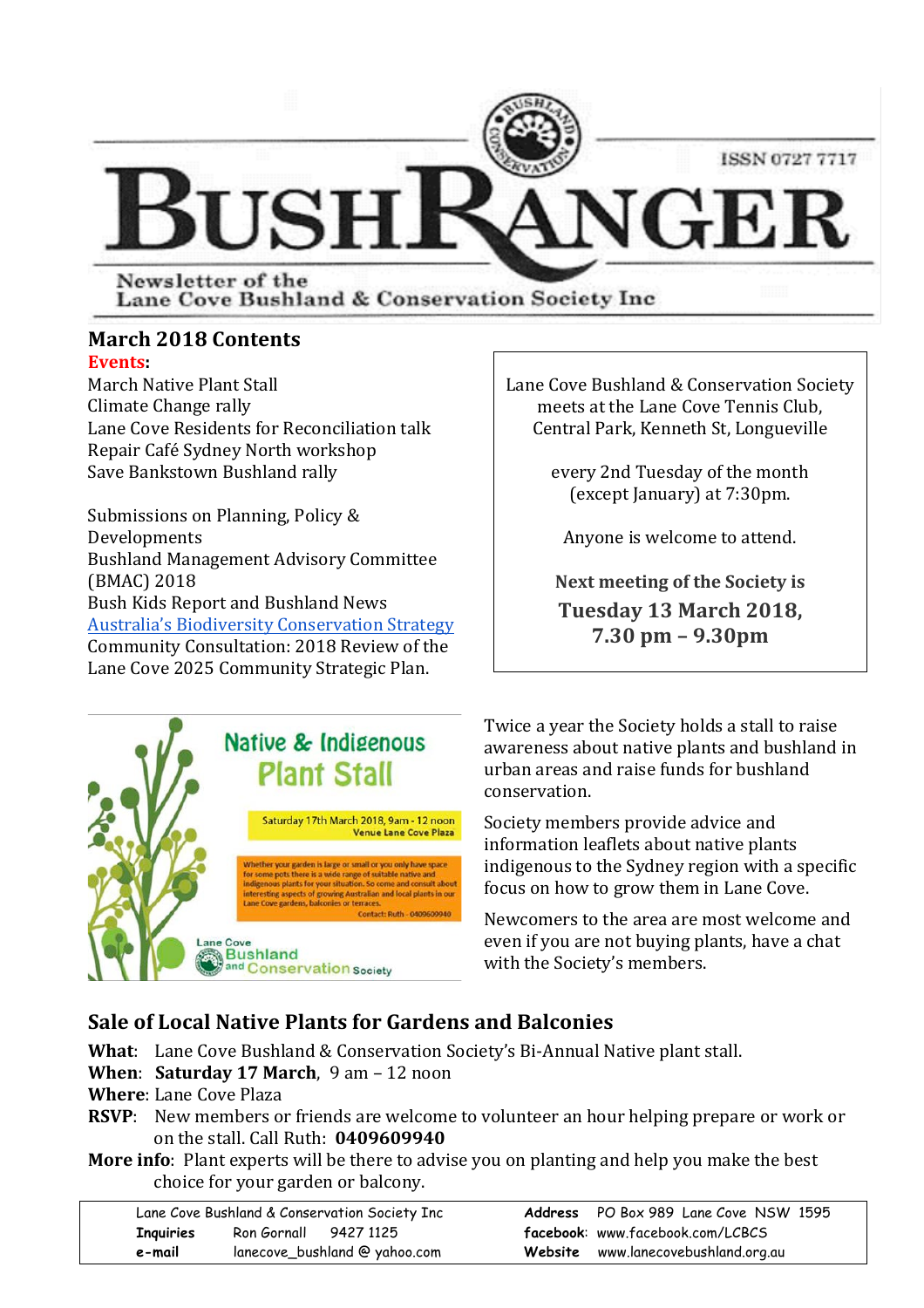# BUSHRANGER

ISSN 0727 7717

Newsletter of the Lane Cove Bushland & Conservation Society Inc

## March 2018 Contents

**Events:**

March Native Plant Stall
Climate Change rally
Lane Cove Residents for Reconciliation talk
Repair Café Sydney North workshop
Save Bankstown Bushland rally

Submissions on Planning, Policy & Developments
Bushland Management Advisory Committee (BMAC) 2018
Bush Kids Report and Bushland News
Australia's Biodiversity Conservation Strategy
Community Consultation: 2018 Review of the Lane Cove 2025 Community Strategic Plan.

Lane Cove Bushland & Conservation Society meets at the Lane Cove Tennis Club, Central Park, Kenneth St, Longueville

every 2nd Tuesday of the month (except January) at 7:30pm.

Anyone is welcome to attend.

**Next meeting of the Society is**
**Tuesday 13 March 2018, 7.30 pm – 9.30pm**

Native & Indigenous Plant Stall

Saturday 17th March 2018, 9am - 12 noon
Venue Lane Cove Plaza

Whether your garden is large or small or you only have space for some pots there is a wide range of suitable native and indigenous plants for your situation. So come and consult about interesting aspects of growing Australian and local plants in our Lane Cove gardens, balconies or terraces.
Contact: Ruth - 0409609940

Lane Cove Bushland and Conservation Society

Twice a year the Society holds a stall to raise awareness about native plants and bushland in urban areas and raise funds for bushland conservation.

Society members provide advice and information leaflets about native plants indigenous to the Sydney region with a specific focus on how to grow them in Lane Cove.

Newcomers to the area are most welcome and even if you are not buying plants, have a chat with the Society's members.

## Sale of Local Native Plants for Gardens and Balconies

**What**: Lane Cove Bushland & Conservation Society's Bi-Annual Native plant stall.
**When**: **Saturday 17 March**, 9 am – 12 noon
**Where**: Lane Cove Plaza
**RSVP**: New members or friends are welcome to volunteer an hour helping prepare or work or on the stall. Call Ruth: **0409609940**
**More info**: Plant experts will be there to advise you on planting and help you make the best choice for your garden or balcony.

| | | | |
|---|---|---|---|
| Lane Cove Bushland & Conservation Society Inc | | **Address** | PO Box 989 Lane Cove NSW 1595 |
| **Inquiries** | Ron Gornall 9427 1125 | **facebook**: | www.facebook.com/LCBCS |
| **e-mail** | lanecove_bushland @ yahoo.com | **Website** | www.lanecovebushland.org.au |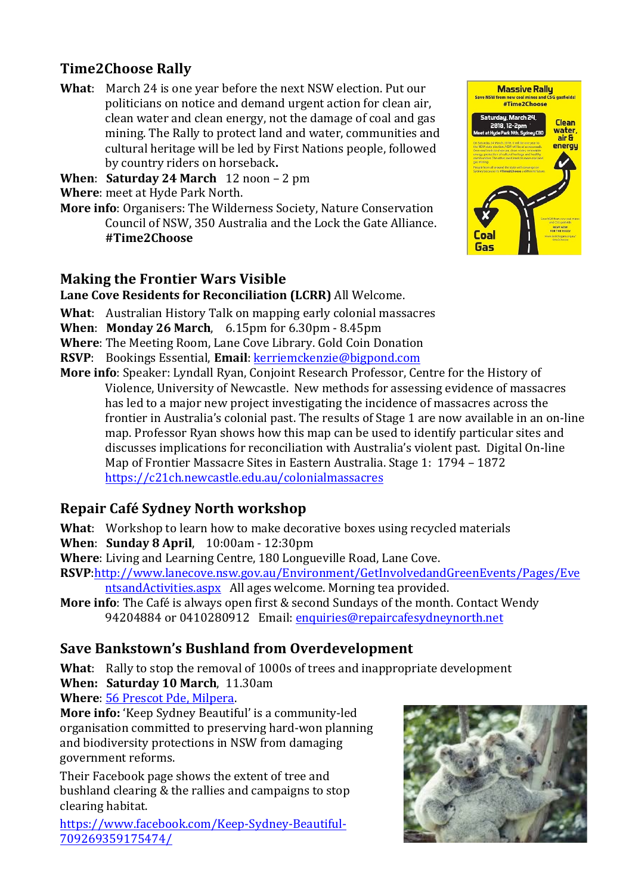## Time2Choose Rally

**What**: March 24 is one year before the next NSW election. Put our politicians on notice and demand urgent action for clean air, clean water and clean energy, not the damage of coal and gas mining. The Rally to protect land and water, communities and cultural heritage will be led by First Nations people, followed by country riders on horseback**.**

**When**: **Saturday 24 March** 12 noon – 2 pm

**Where**: meet at Hyde Park North.

**More info**: Organisers: The Wilderness Society, Nature Conservation Council of NSW, 350 Australia and the Lock the Gate Alliance. **#Time2Choose**

## Making the Frontier Wars Visible

**Lane Cove Residents for Reconciliation (LCRR)** All Welcome.

**What**: Australian History Talk on mapping early colonial massacres

**When**: **Monday 26 March**, 6.15pm for 6.30pm - 8.45pm

**Where**: The Meeting Room, Lane Cove Library. Gold Coin Donation

**RSVP**: Bookings Essential, **Email**: kerriemckenzie@bigpond.com

**More info**: Speaker: Lyndall Ryan, Conjoint Research Professor, Centre for the History of Violence, University of Newcastle. New methods for assessing evidence of massacres has led to a major new project investigating the incidence of massacres across the frontier in Australia's colonial past. The results of Stage 1 are now available in an on-line map. Professor Ryan shows how this map can be used to identify particular sites and discusses implications for reconciliation with Australia's violent past. Digital On-line Map of Frontier Massacre Sites in Eastern Australia. Stage 1: 1794 – 1872 https://c21ch.newcastle.edu.au/colonialmassacres

## Repair Café Sydney North workshop

**What**: Workshop to learn how to make decorative boxes using recycled materials

**When**: **Sunday 8 April**, 10:00am - 12:30pm

**Where**: Living and Learning Centre, 180 Longueville Road, Lane Cove.

**RSVP**:http://www.lanecove.nsw.gov.au/Environment/GetInvolvedandGreenEvents/Pages/EventsandActivities.aspx All ages welcome. Morning tea provided.

**More info**: The Café is always open first & second Sundays of the month. Contact Wendy 94204884 or 0410280912 Email: enquiries@repaircafesydneynorth.net

## Save Bankstown's Bushland from Overdevelopment

**What**: Rally to stop the removal of 1000s of trees and inappropriate development

**When: Saturday 10 March**, 11.30am

**Where**: 56 Prescot Pde, Milpera.

**More info:** 'Keep Sydney Beautiful' is a community-led organisation committed to preserving hard-won planning and biodiversity protections in NSW from damaging government reforms.

Their Facebook page shows the extent of tree and bushland clearing & the rallies and campaigns to stop clearing habitat.

https://www.facebook.com/Keep-Sydney-Beautiful-709269359175474/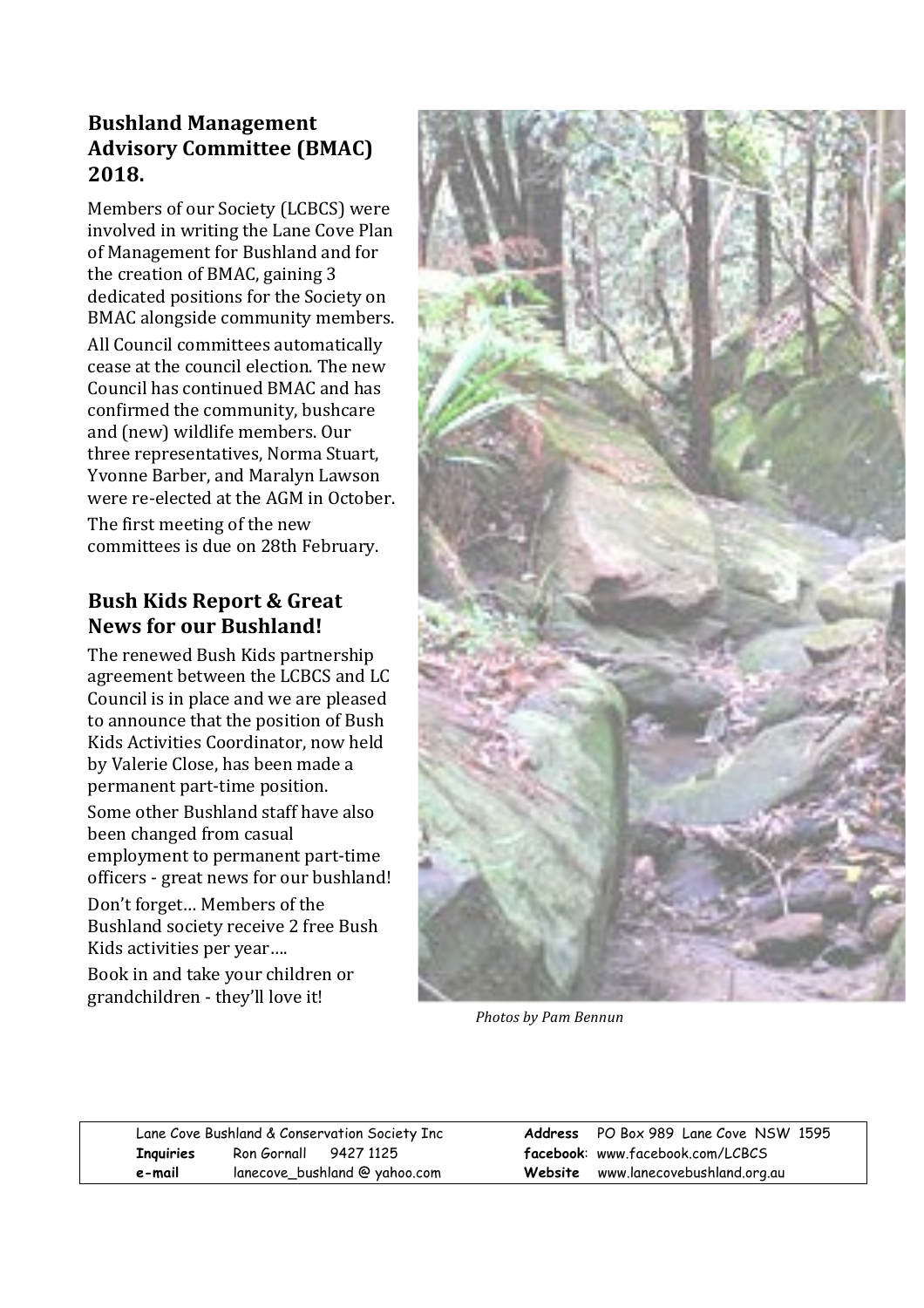## Bushland Management Advisory Committee (BMAC) 2018.

Members of our Society (LCBCS) were involved in writing the Lane Cove Plan of Management for Bushland and for the creation of BMAC, gaining 3 dedicated positions for the Society on BMAC alongside community members.

All Council committees automatically cease at the council election. The new Council has continued BMAC and has confirmed the community, bushcare and (new) wildlife members. Our three representatives, Norma Stuart, Yvonne Barber, and Maralyn Lawson were re-elected at the AGM in October.

The first meeting of the new committees is due on 28th February.

## Bush Kids Report & Great News for our Bushland!

The renewed Bush Kids partnership agreement between the LCBCS and LC Council is in place and we are pleased to announce that the position of Bush Kids Activities Coordinator, now held by Valerie Close, has been made a permanent part-time position.

Some other Bushland staff have also been changed from casual employment to permanent part-time officers - great news for our bushland!

Don't forget… Members of the Bushland society receive 2 free Bush Kids activities per year….

Book in and take your children or grandchildren - they'll love it!

*Photos by Pam Bennun*

| | | | |
|---|---|---|---|
| Lane Cove Bushland & Conservation Society Inc | | **Address** | PO Box 989 Lane Cove NSW 1595 |
| **Inquiries** | Ron Gornall 9427 1125 | **facebook**: | www.facebook.com/LCBCS |
| **e-mail** | lanecove_bushland @ yahoo.com | **Website** | www.lanecovebushland.org.au |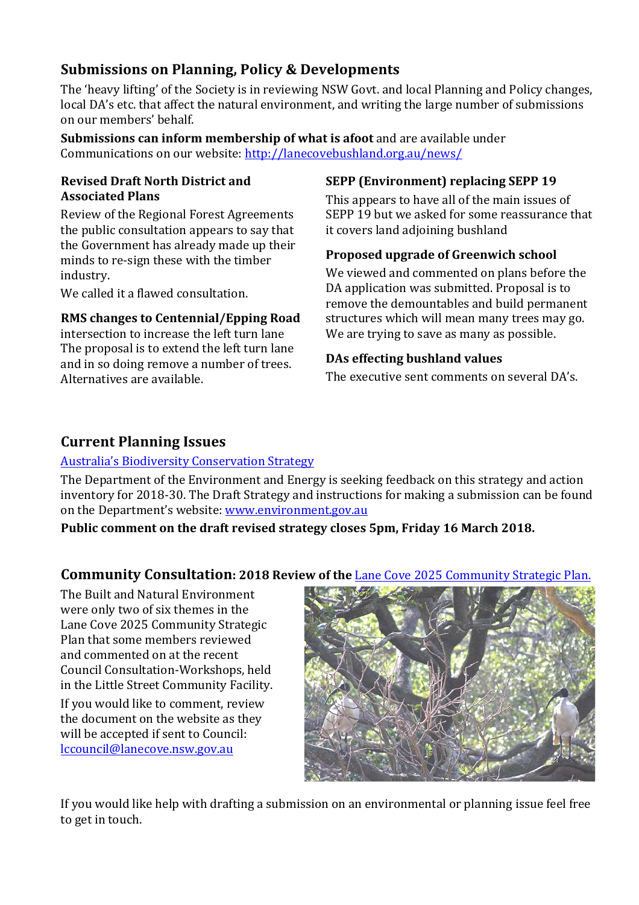## Submissions on Planning, Policy & Developments

The 'heavy lifting' of the Society is in reviewing NSW Govt. and local Planning and Policy changes, local DA's etc. that affect the natural environment, and writing the large number of submissions on our members' behalf.

**Submissions can inform membership of what is afoot** and are available under Communications on our website: http://lanecovebushland.org.au/news/

### Revised Draft North District and Associated Plans

Review of the Regional Forest Agreements the public consultation appears to say that the Government has already made up their minds to re-sign these with the timber industry.

We called it a flawed consultation.

### RMS changes to Centennial/Epping Road

intersection to increase the left turn lane The proposal is to extend the left turn lane and in so doing remove a number of trees. Alternatives are available.

### SEPP (Environment) replacing SEPP 19

This appears to have all of the main issues of SEPP 19 but we asked for some reassurance that it covers land adjoining bushland

### Proposed upgrade of Greenwich school

We viewed and commented on plans before the DA application was submitted. Proposal is to remove the demountables and build permanent structures which will mean many trees may go. We are trying to save as many as possible.

### DAs effecting bushland values

The executive sent comments on several DA's.

## Current Planning Issues

Australia's Biodiversity Conservation Strategy

The Department of the Environment and Energy is seeking feedback on this strategy and action inventory for 2018-30. The Draft Strategy and instructions for making a submission can be found on the Department's website: www.environment.gov.au

**Public comment on the draft revised strategy closes 5pm, Friday 16 March 2018.**

## Community Consultation: 2018 Review of the Lane Cove 2025 Community Strategic Plan.

The Built and Natural Environment were only two of six themes in the Lane Cove 2025 Community Strategic Plan that some members reviewed and commented on at the recent Council Consultation-Workshops, held in the Little Street Community Facility.

If you would like to comment, review the document on the website as they will be accepted if sent to Council: lccouncil@lanecove.nsw.gov.au

If you would like help with drafting a submission on an environmental or planning issue feel free to get in touch.